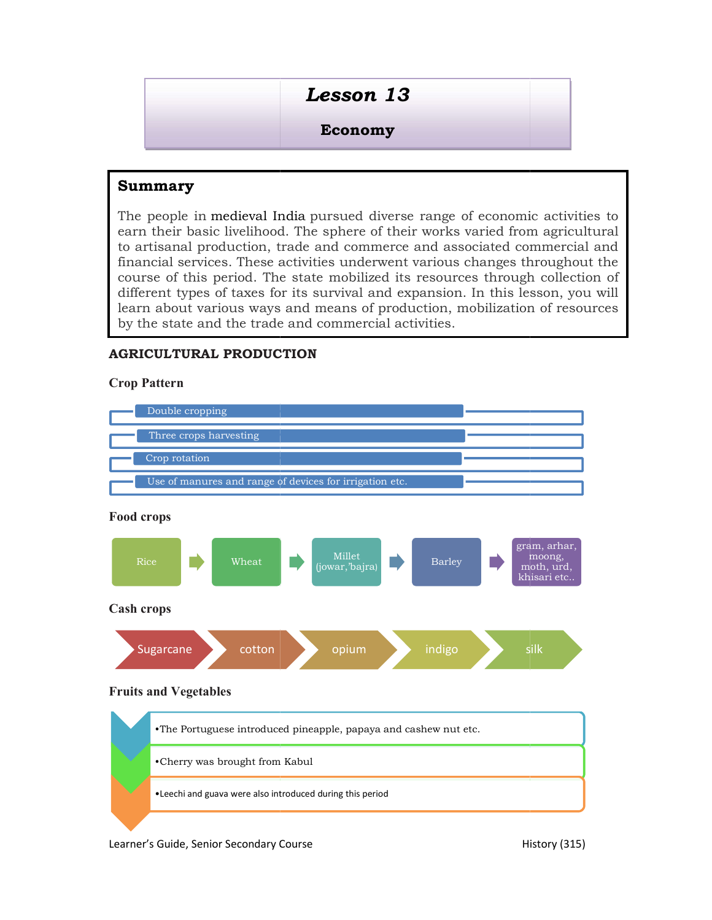# Lesson 13

## Economy

### Summary

The people in medieval India pursued diverse range of economic activities to earn their basic livelihood. The sphere of their works varied from agricultural to artisanal production, trade and commerce and associated commercial and financial services. These activities underwent various changes throughout the course of this period. The state mobilized its resources through collection of different types of taxes for its survival and expansion. In this lesson, you will learn about various ways and means of production, mobilization of resources by the state and the trade and commercial activities.

## AGRICULTURAL PRODUCTION

### Crop Pattern

- Double cropping
- Three crops harvesting
- Crop rotation
- Use of manures and range of devices for irrigation etc.

### Food crops

Rice → Wheat → Millet (jowar, bajra) → Barley → gram, arhar, moong, moth, urd, khisari etc..

### Cash crops

Sugarcane → cotton → opium → indigo → silk

### Fruits and Vegetables

- The Portuguese introduced pineapple, papaya and cashew nut etc.
- Cherry was brought from Kabul
- Leechi and guava were also introduced during this period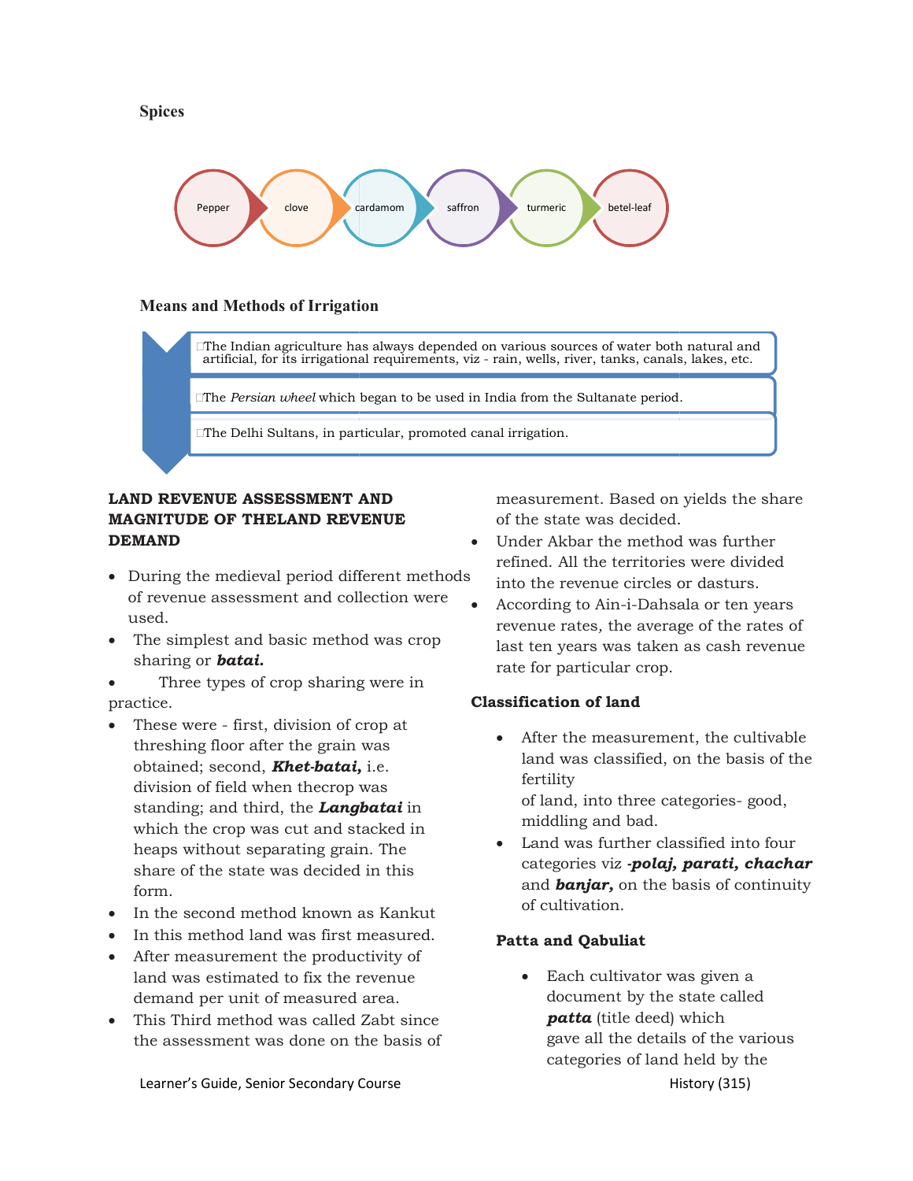**Spices**

Pepper → clove → cardamom → saffron → turmeric → betel-leaf

**Means and Methods of Irrigation**

- The Indian agriculture has always depended on various sources of water both natural and artificial, for its irrigational requirements, viz - rain, wells, river, tanks, canals, lakes, etc.
- The *Persian wheel* which began to be used in India from the Sultanate period.
- The Delhi Sultans, in particular, promoted canal irrigation.

**LAND REVENUE ASSESSMENT AND MAGNITUDE OF THELAND REVENUE DEMAND**

- During the medieval period different methods of revenue assessment and collection were used.
- The simplest and basic method was crop sharing or ***batai.***
- Three types of crop sharing were in practice.
- These were - first, division of crop at threshing floor after the grain was obtained; second, ***Khet-batai,*** i.e. division of field when thecrop was standing; and third, the ***Langbatai*** in which the crop was cut and stacked in heaps without separating grain. The share of the state was decided in this form.
- In the second method known as Kankut
- In this method land was first measured.
- After measurement the productivity of land was estimated to fix the revenue demand per unit of measured area.
- This Third method was called Zabt since the assessment was done on the basis of measurement. Based on yields the share of the state was decided.
- Under Akbar the method was further refined. All the territories were divided into the revenue circles or dasturs.
- According to Ain-i-Dahsala or ten years revenue rates, the average of the rates of last ten years was taken as cash revenue rate for particular crop.

**Classification of land**

- After the measurement, the cultivable land was classified, on the basis of the fertility of land, into three categories- good, middling and bad.
- Land was further classified into four categories viz -***polaj, parati, chachar*** and ***banjar,*** on the basis of continuity of cultivation.

**Patta and Qabuliat**

- Each cultivator was given a document by the state called ***patta*** (title deed) which gave all the details of the various categories of land held by the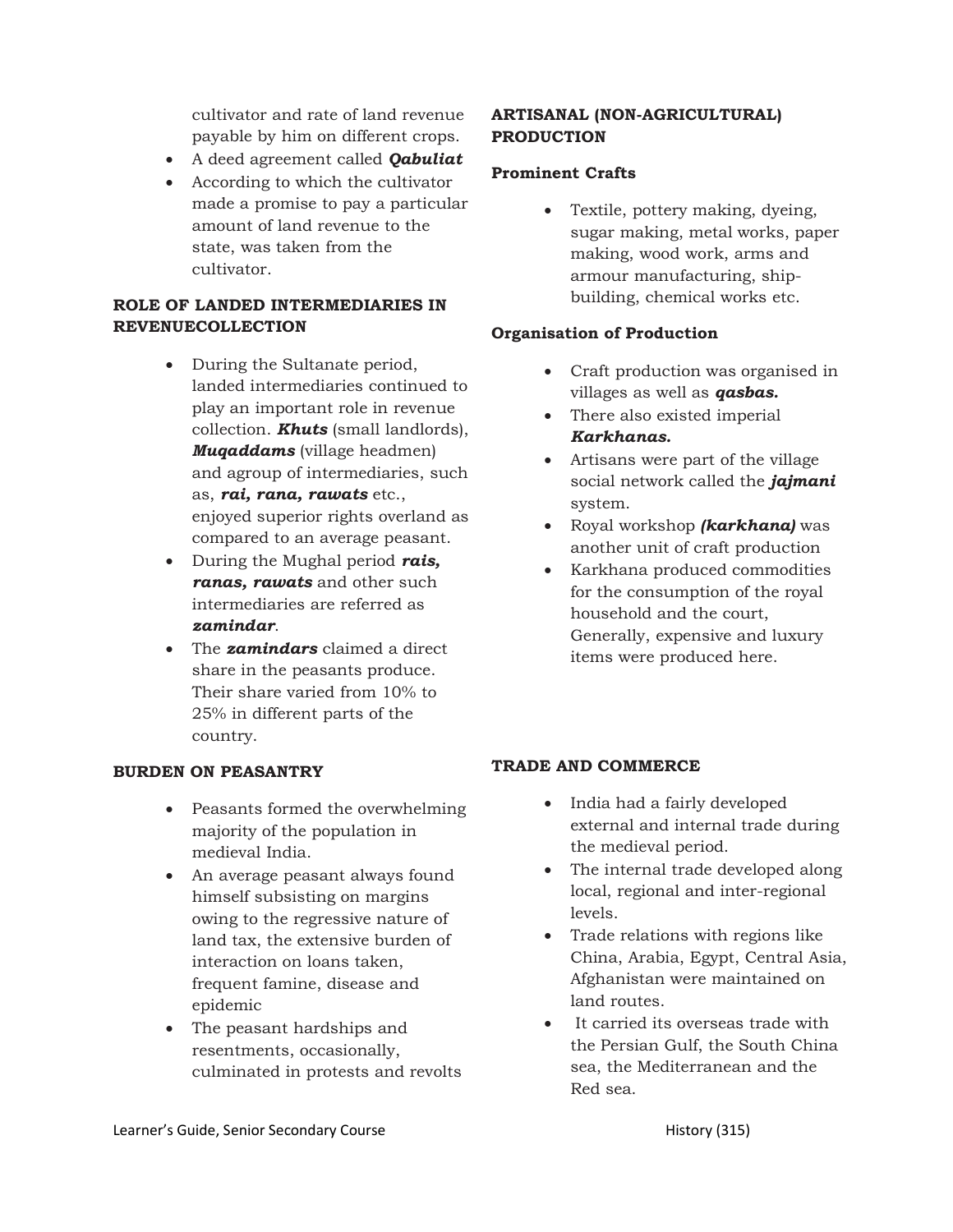cultivator and rate of land revenue payable by him on different crops.

- A deed agreement called ***Qabuliat***
- According to which the cultivator made a promise to pay a particular amount of land revenue to the state, was taken from the cultivator.

**ROLE OF LANDED INTERMEDIARIES IN REVENUECOLLECTION**

- During the Sultanate period, landed intermediaries continued to play an important role in revenue collection. ***Khuts*** (small landlords), ***Muqaddams*** (village headmen) and agroup of intermediaries, such as, ***rai, rana, rawats*** etc., enjoyed superior rights overland as compared to an average peasant.
- During the Mughal period ***rais, ranas, rawats*** and other such intermediaries are referred as ***zamindar***.
- The ***zamindars*** claimed a direct share in the peasants produce. Their share varied from 10% to 25% in different parts of the country.

**BURDEN ON PEASANTRY**

- Peasants formed the overwhelming majority of the population in medieval India.
- An average peasant always found himself subsisting on margins owing to the regressive nature of land tax, the extensive burden of interaction on loans taken, frequent famine, disease and epidemic
- The peasant hardships and resentments, occasionally, culminated in protests and revolts

**ARTISANAL (NON-AGRICULTURAL) PRODUCTION**

**Prominent Crafts**

- Textile, pottery making, dyeing, sugar making, metal works, paper making, wood work, arms and armour manufacturing, ship-building, chemical works etc.

**Organisation of Production**

- Craft production was organised in villages as well as ***qasbas.***
- There also existed imperial ***Karkhanas.***
- Artisans were part of the village social network called the ***jajmani*** system.
- Royal workshop ***(karkhana)*** was another unit of craft production
- Karkhana produced commodities for the consumption of the royal household and the court, Generally, expensive and luxury items were produced here.

**TRADE AND COMMERCE**

- India had a fairly developed external and internal trade during the medieval period.
- The internal trade developed along local, regional and inter-regional levels.
- Trade relations with regions like China, Arabia, Egypt, Central Asia, Afghanistan were maintained on land routes.
- It carried its overseas trade with the Persian Gulf, the South China sea, the Mediterranean and the Red sea.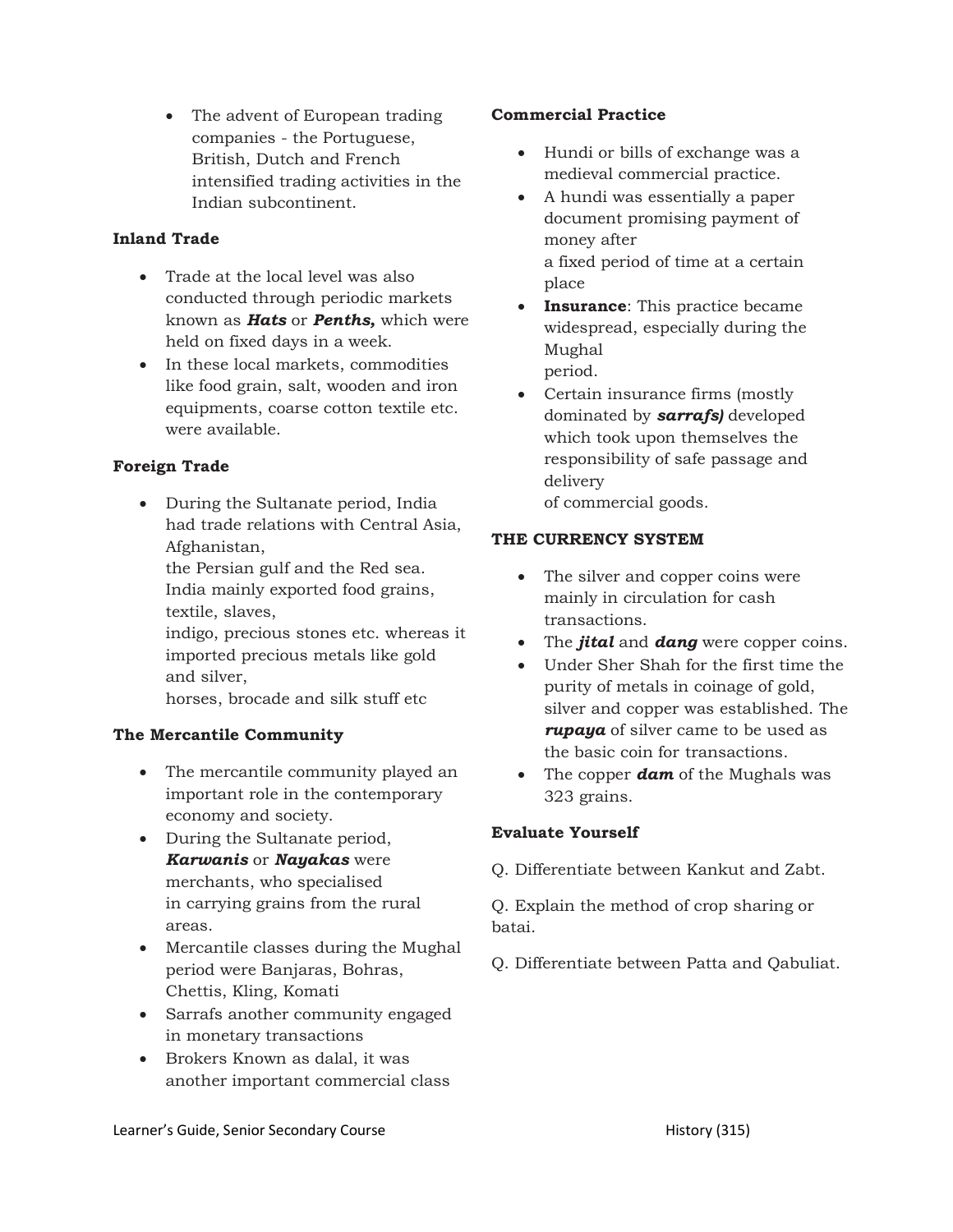- The advent of European trading companies - the Portuguese, British, Dutch and French intensified trading activities in the Indian subcontinent.

**Inland Trade**

- Trade at the local level was also conducted through periodic markets known as ***Hats*** or ***Penths,*** which were held on fixed days in a week.
- In these local markets, commodities like food grain, salt, wooden and iron equipments, coarse cotton textile etc. were available.

**Foreign Trade**

- During the Sultanate period, India had trade relations with Central Asia, Afghanistan, the Persian gulf and the Red sea. India mainly exported food grains, textile, slaves, indigo, precious stones etc. whereas it imported precious metals like gold and silver, horses, brocade and silk stuff etc

**The Mercantile Community**

- The mercantile community played an important role in the contemporary economy and society.
- During the Sultanate period, ***Karwanis*** or ***Nayakas*** were merchants, who specialised in carrying grains from the rural areas.
- Mercantile classes during the Mughal period were Banjaras, Bohras, Chettis, Kling, Komati
- Sarrafs another community engaged in monetary transactions
- Brokers Known as dalal, it was another important commercial class

**Commercial Practice**

- Hundi or bills of exchange was a medieval commercial practice.
- A hundi was essentially a paper document promising payment of money after a fixed period of time at a certain place
- **Insurance**: This practice became widespread, especially during the Mughal period.
- Certain insurance firms (mostly dominated by ***sarrafs)*** developed which took upon themselves the responsibility of safe passage and delivery of commercial goods.

**THE CURRENCY SYSTEM**

- The silver and copper coins were mainly in circulation for cash transactions.
- The ***jital*** and ***dang*** were copper coins.
- Under Sher Shah for the first time the purity of metals in coinage of gold, silver and copper was established. The ***rupaya*** of silver came to be used as the basic coin for transactions.
- The copper ***dam*** of the Mughals was 323 grains.

**Evaluate Yourself**

Q. Differentiate between Kankut and Zabt.

Q. Explain the method of crop sharing or batai.

Q. Differentiate between Patta and Qabuliat.